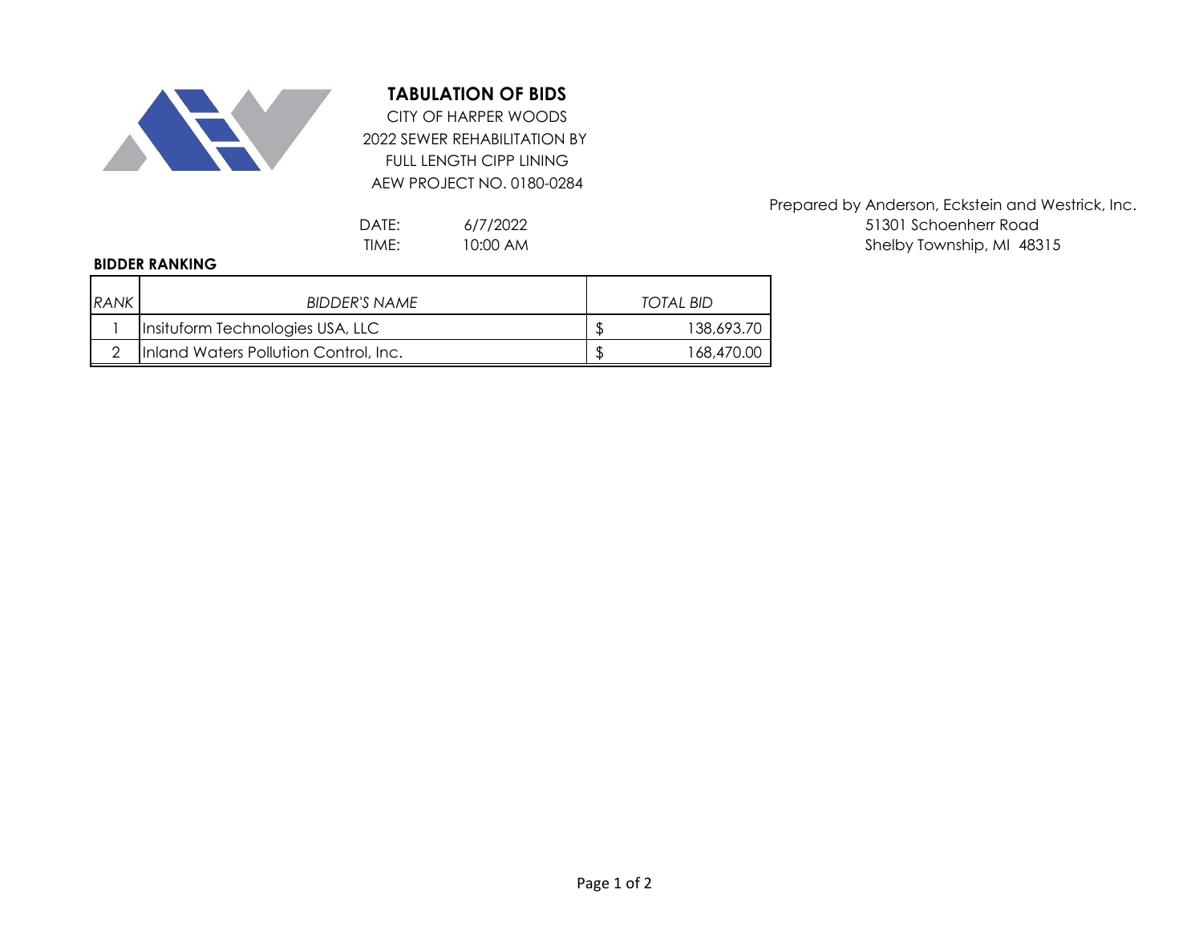# TABULATION OF BIDS

CITY OF HARPER WOODS
2022 SEWER REHABILITATION BY
FULL LENGTH CIPP LINING
AEW PROJECT NO. 0180-0284

Prepared by Anderson, Eckstein and Westrick, Inc.
51301 Schoenherr Road
Shelby Township, MI 48315

DATE: 6/7/2022
TIME: 10:00 AM

**BIDDER RANKING**

| *RANK* | *BIDDER'S NAME* | *TOTAL BID* |
|---|---|---|
| 1 | Insituform Technologies USA, LLC | $ 138,693.70 |
| 2 | Inland Waters Pollution Control, Inc. | $ 168,470.00 |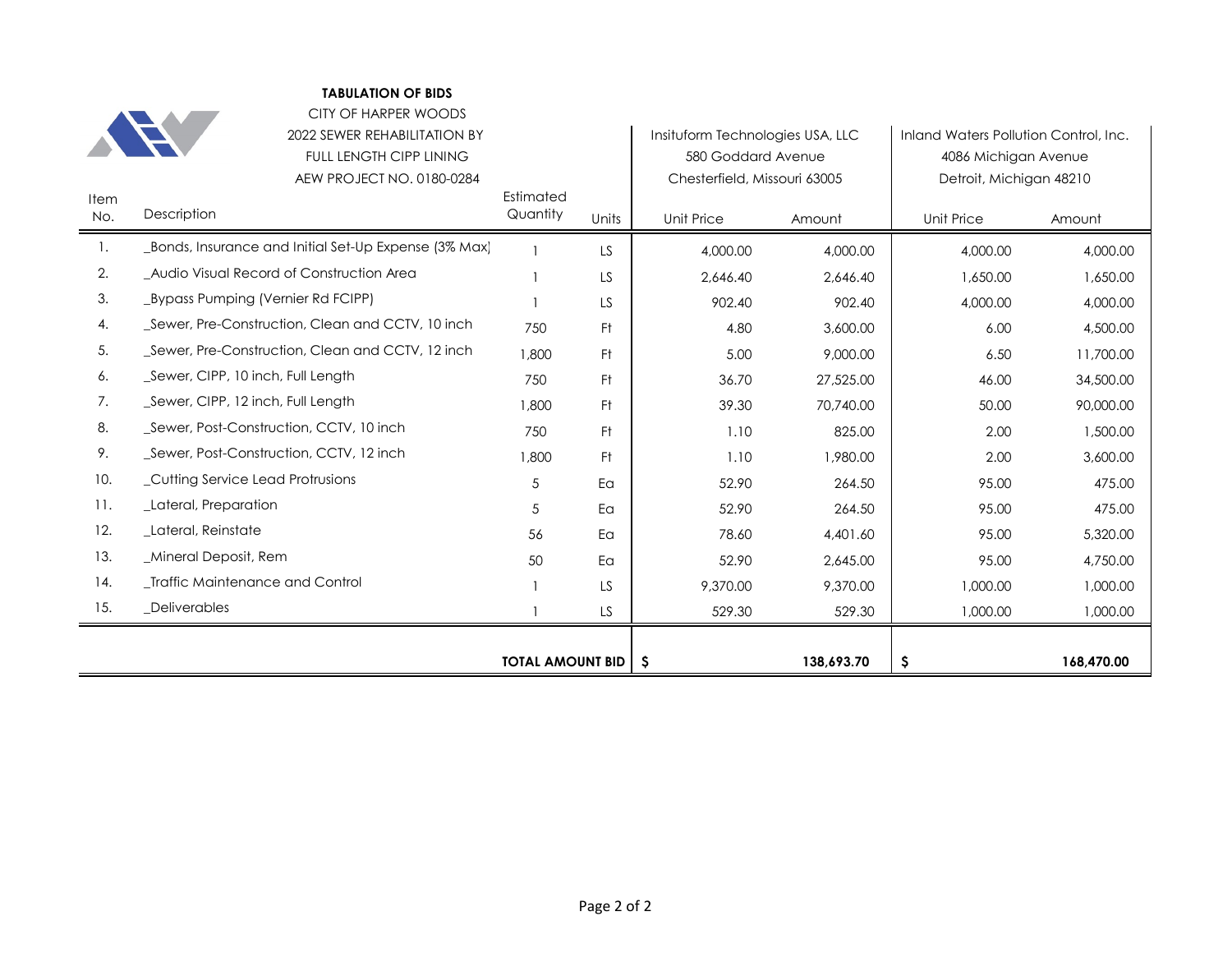**TABULATION OF BIDS**

CITY OF HARPER WOODS
2022 SEWER REHABILITATION BY
FULL LENGTH CIPP LINING
AEW PROJECT NO. 0180-0284

| Item No. | Description | Estimated Quantity | Units | Insituform Technologies USA, LLC 580 Goddard Avenue Chesterfield, Missouri 63005 | | Inland Waters Pollution Control, Inc. 4086 Michigan Avenue Detroit, Michigan 48210 | |
|---|---|---|---|---|---|---|---|
| | | | | Unit Price | Amount | Unit Price | Amount |
| 1. | _Bonds, Insurance and Initial Set-Up Expense (3% Max) | 1 | LS | 4,000.00 | 4,000.00 | 4,000.00 | 4,000.00 |
| 2. | _Audio Visual Record of Construction Area | 1 | LS | 2,646.40 | 2,646.40 | 1,650.00 | 1,650.00 |
| 3. | _Bypass Pumping (Vernier Rd FCIPP) | 1 | LS | 902.40 | 902.40 | 4,000.00 | 4,000.00 |
| 4. | _Sewer, Pre-Construction, Clean and CCTV, 10 inch | 750 | Ft | 4.80 | 3,600.00 | 6.00 | 4,500.00 |
| 5. | _Sewer, Pre-Construction, Clean and CCTV, 12 inch | 1,800 | Ft | 5.00 | 9,000.00 | 6.50 | 11,700.00 |
| 6. | _Sewer, CIPP, 10 inch, Full Length | 750 | Ft | 36.70 | 27,525.00 | 46.00 | 34,500.00 |
| 7. | _Sewer, CIPP, 12 inch, Full Length | 1,800 | Ft | 39.30 | 70,740.00 | 50.00 | 90,000.00 |
| 8. | _Sewer, Post-Construction, CCTV, 10 inch | 750 | Ft | 1.10 | 825.00 | 2.00 | 1,500.00 |
| 9. | _Sewer, Post-Construction, CCTV, 12 inch | 1,800 | Ft | 1.10 | 1,980.00 | 2.00 | 3,600.00 |
| 10. | _Cutting Service Lead Protrusions | 5 | Ea | 52.90 | 264.50 | 95.00 | 475.00 |
| 11. | _Lateral, Preparation | 5 | Ea | 52.90 | 264.50 | 95.00 | 475.00 |
| 12. | _Lateral, Reinstate | 56 | Ea | 78.60 | 4,401.60 | 95.00 | 5,320.00 |
| 13. | _Mineral Deposit, Rem | 50 | Ea | 52.90 | 2,645.00 | 95.00 | 4,750.00 |
| 14. | _Traffic Maintenance and Control | 1 | LS | 9,370.00 | 9,370.00 | 1,000.00 | 1,000.00 |
| 15. | _Deliverables | 1 | LS | 529.30 | 529.30 | 1,000.00 | 1,000.00 |
| | | | **TOTAL AMOUNT BID** | **$** | **138,693.70** | **$** | **168,470.00** |